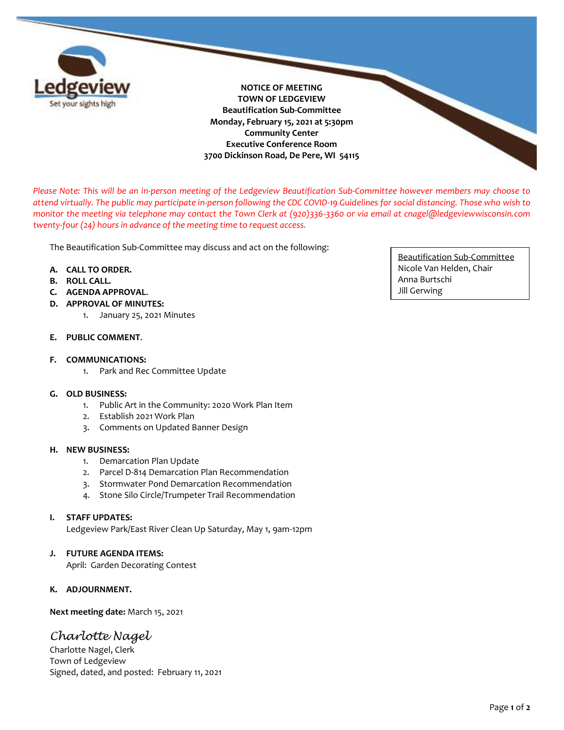Ledgeview
Set your sights high

**NOTICE OF MEETING**
**TOWN OF LEDGEVIEW**
**Beautification Sub-Committee**
**Monday, February 15, 2021 at 5:30pm**
**Community Center**
**Executive Conference Room**
**3700 Dickinson Road, De Pere, WI 54115**

*Please Note: This will be an in-person meeting of the Ledgeview Beautification Sub-Committee however members may choose to attend virtually. The public may participate in-person following the CDC COVID-19 Guidelines for social distancing. Those who wish to monitor the meeting via telephone may contact the Town Clerk at (920)336-3360 or via email at cnagel@ledgeviewwisconsin.com twenty-four (24) hours in advance of the meeting time to request access.*

Beautification Sub-Committee
Nicole Van Helden, Chair
Anna Burtschi
Jill Gerwing

The Beautification Sub-Committee may discuss and act on the following:

**A. CALL TO ORDER.**
**B. ROLL CALL.**
**C. AGENDA APPROVAL.**
**D. APPROVAL OF MINUTES:**
1. January 25, 2021 Minutes

**E. PUBLIC COMMENT.**

**F. COMMUNICATIONS:**
1. Park and Rec Committee Update

**G. OLD BUSINESS:**
1. Public Art in the Community: 2020 Work Plan Item
2. Establish 2021 Work Plan
3. Comments on Updated Banner Design

**H. NEW BUSINESS:**
1. Demarcation Plan Update
2. Parcel D-814 Demarcation Plan Recommendation
3. Stormwater Pond Demarcation Recommendation
4. Stone Silo Circle/Trumpeter Trail Recommendation

**I. STAFF UPDATES:**
Ledgeview Park/East River Clean Up Saturday, May 1, 9am-12pm

**J. FUTURE AGENDA ITEMS:**
April: Garden Decorating Contest

**K. ADJOURNMENT.**

**Next meeting date:** March 15, 2021

*Charlotte Nagel*
Charlotte Nagel, Clerk
Town of Ledgeview
Signed, dated, and posted: February 11, 2021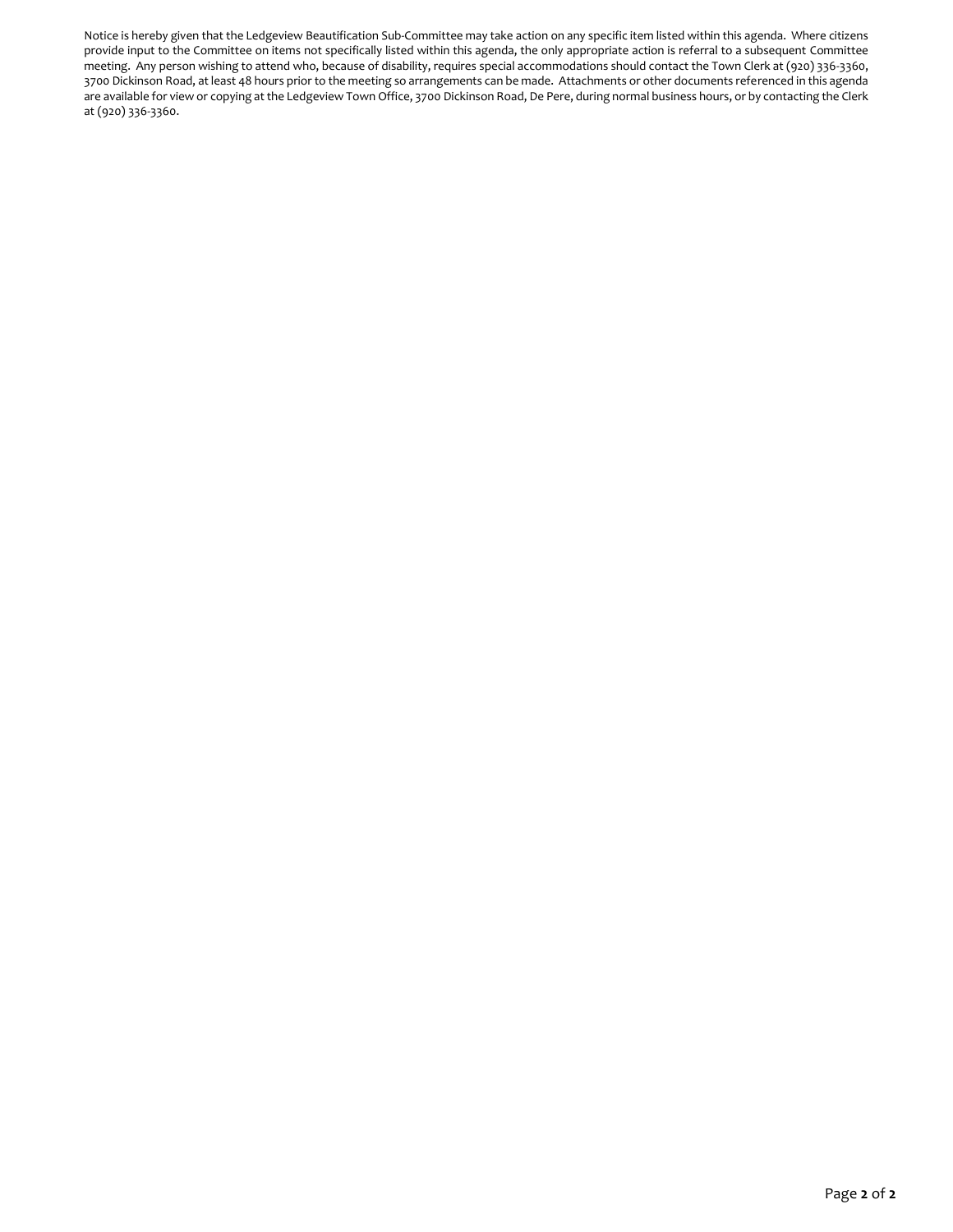Notice is hereby given that the Ledgeview Beautification Sub-Committee may take action on any specific item listed within this agenda. Where citizens provide input to the Committee on items not specifically listed within this agenda, the only appropriate action is referral to a subsequent Committee meeting. Any person wishing to attend who, because of disability, requires special accommodations should contact the Town Clerk at (920) 336-3360, 3700 Dickinson Road, at least 48 hours prior to the meeting so arrangements can be made. Attachments or other documents referenced in this agenda are available for view or copying at the Ledgeview Town Office, 3700 Dickinson Road, De Pere, during normal business hours, or by contacting the Clerk at (920) 336-3360.